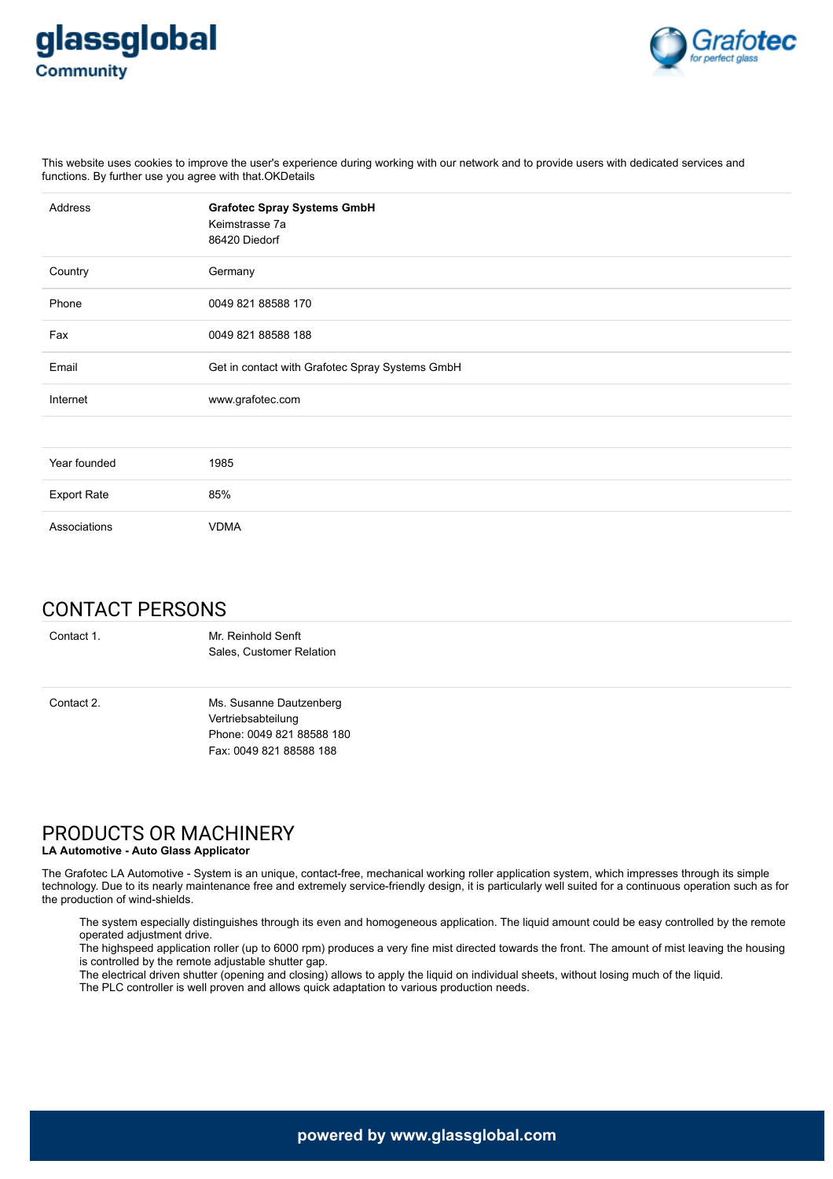glassglobal Community

Grafotec for perfect glass

This website uses cookies to improve the user's experience during working with our network and to provide users with dedicated services and functions. By further use you agree with that.OKDetails

| | |
|---|---|
| Address | **Grafotec Spray Systems GmbH**<br>Keimstrasse 7a<br>86420 Diedorf |
| Country | Germany |
| Phone | 0049 821 88588 170 |
| Fax | 0049 821 88588 188 |
| Email | Get in contact with Grafotec Spray Systems GmbH |
| Internet | www.grafotec.com |
| | |
| Year founded | 1985 |
| Export Rate | 85% |
| Associations | VDMA |

## CONTACT PERSONS

| | |
|---|---|
| Contact 1. | Mr. Reinhold Senft<br>Sales, Customer Relation |
| Contact 2. | Ms. Susanne Dautzenberg<br>Vertriebsabteilung<br>Phone: 0049 821 88588 180<br>Fax: 0049 821 88588 188 |

## PRODUCTS OR MACHINERY

**LA Automotive - Auto Glass Applicator**

The Grafotec LA Automotive - System is an unique, contact-free, mechanical working roller application system, which impresses through its simple technology. Due to its nearly maintenance free and extremely service-friendly design, it is particularly well suited for a continuous operation such as for the production of wind-shields.

The system especially distinguishes through its even and homogeneous application. The liquid amount could be easy controlled by the remote operated adjustment drive.
The highspeed application roller (up to 6000 rpm) produces a very fine mist directed towards the front. The amount of mist leaving the housing is controlled by the remote adjustable shutter gap.
The electrical driven shutter (opening and closing) allows to apply the liquid on individual sheets, without losing much of the liquid.
The PLC controller is well proven and allows quick adaptation to various production needs.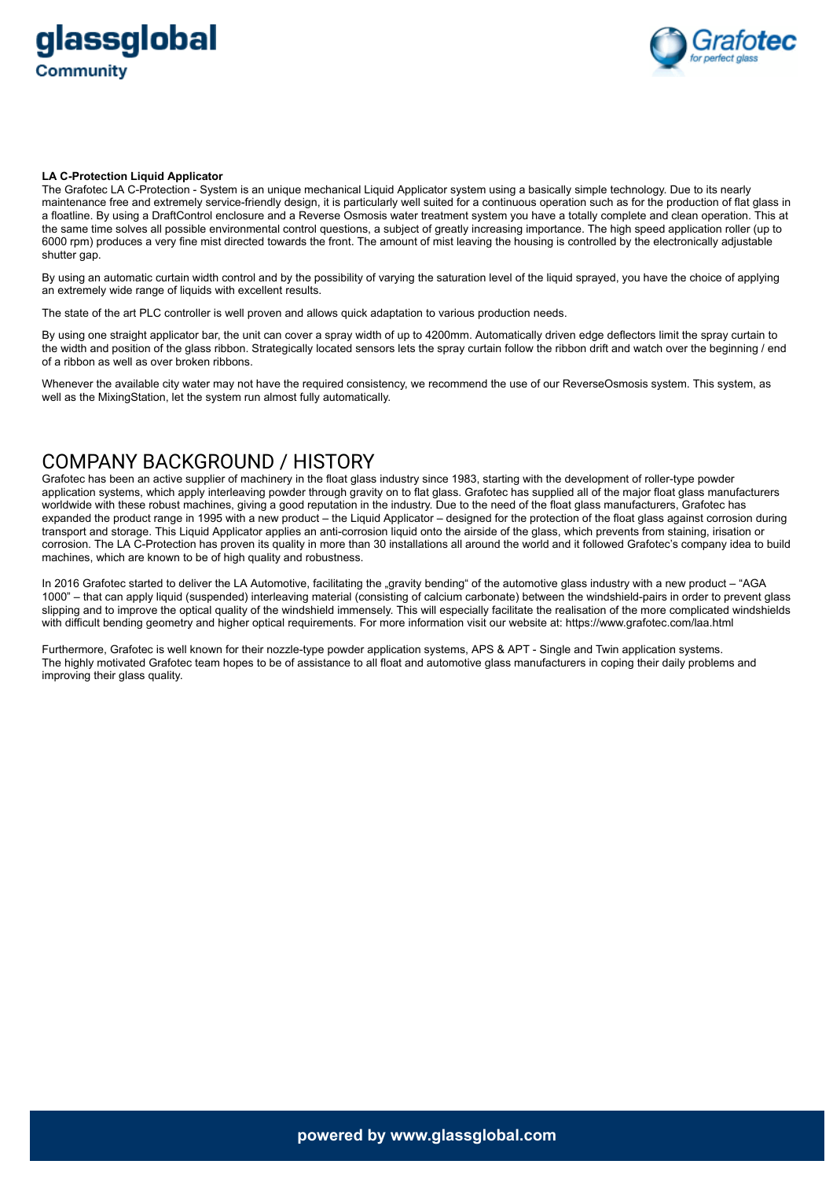**LA C-Protection Liquid Applicator**

The Grafotec LA C-Protection - System is an unique mechanical Liquid Applicator system using a basically simple technology. Due to its nearly maintenance free and extremely service-friendly design, it is particularly well suited for a continuous operation such as for the production of flat glass in a floatline. By using a DraftControl enclosure and a Reverse Osmosis water treatment system you have a totally complete and clean operation. This at the same time solves all possible environmental control questions, a subject of greatly increasing importance. The high speed application roller (up to 6000 rpm) produces a very fine mist directed towards the front. The amount of mist leaving the housing is controlled by the electronically adjustable shutter gap.

By using an automatic curtain width control and by the possibility of varying the saturation level of the liquid sprayed, you have the choice of applying an extremely wide range of liquids with excellent results.

The state of the art PLC controller is well proven and allows quick adaptation to various production needs.

By using one straight applicator bar, the unit can cover a spray width of up to 4200mm. Automatically driven edge deflectors limit the spray curtain to the width and position of the glass ribbon. Strategically located sensors lets the spray curtain follow the ribbon drift and watch over the beginning / end of a ribbon as well as over broken ribbons.

Whenever the available city water may not have the required consistency, we recommend the use of our ReverseOsmosis system. This system, as well as the MixingStation, let the system run almost fully automatically.

## COMPANY BACKGROUND / HISTORY

Grafotec has been an active supplier of machinery in the float glass industry since 1983, starting with the development of roller-type powder application systems, which apply interleaving powder through gravity on to flat glass. Grafotec has supplied all of the major float glass manufacturers worldwide with these robust machines, giving a good reputation in the industry. Due to the need of the float glass manufacturers, Grafotec has expanded the product range in 1995 with a new product – the Liquid Applicator – designed for the protection of the float glass against corrosion during transport and storage. This Liquid Applicator applies an anti-corrosion liquid onto the airside of the glass, which prevents from staining, irisation or corrosion. The LA C-Protection has proven its quality in more than 30 installations all around the world and it followed Grafotec's company idea to build machines, which are known to be of high quality and robustness.

In 2016 Grafotec started to deliver the LA Automotive, facilitating the „gravity bending" of the automotive glass industry with a new product – "AGA 1000" – that can apply liquid (suspended) interleaving material (consisting of calcium carbonate) between the windshield-pairs in order to prevent glass slipping and to improve the optical quality of the windshield immensely. This will especially facilitate the realisation of the more complicated windshields with difficult bending geometry and higher optical requirements. For more information visit our website at: https://www.grafotec.com/laa.html

Furthermore, Grafotec is well known for their nozzle-type powder application systems, APS & APT - Single and Twin application systems.
The highly motivated Grafotec team hopes to be of assistance to all float and automotive glass manufacturers in coping their daily problems and improving their glass quality.